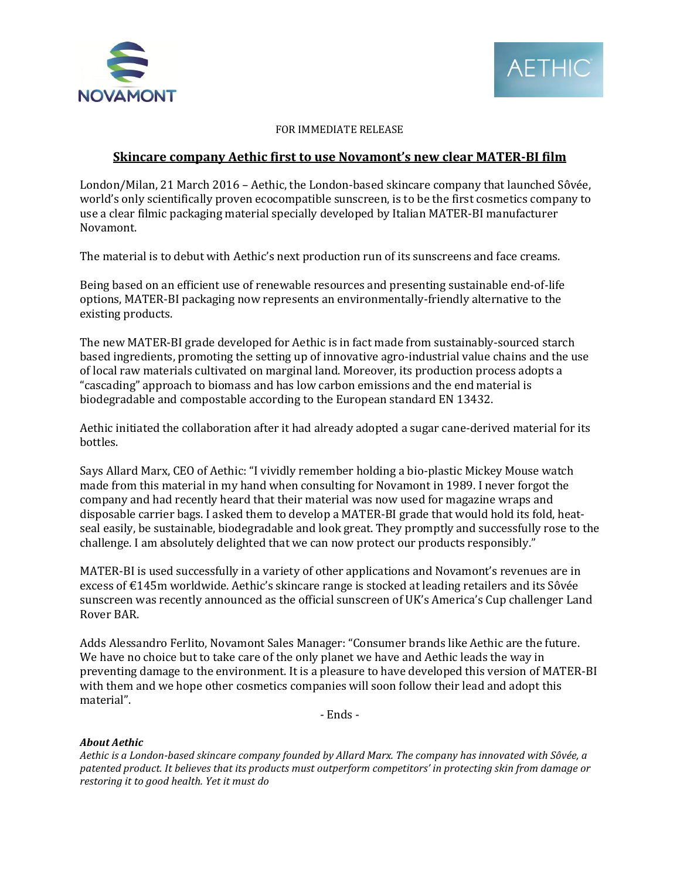FOR IMMEDIATE RELEASE

# Skincare company Aethic first to use Novamont's new clear MATER-BI film

London/Milan, 21 March 2016 – Aethic, the London-based skincare company that launched Sôvée, world's only scientifically proven ecocompatible sunscreen, is to be the first cosmetics company to use a clear filmic packaging material specially developed by Italian MATER-BI manufacturer Novamont.

The material is to debut with Aethic's next production run of its sunscreens and face creams.

Being based on an efficient use of renewable resources and presenting sustainable end-of-life options, MATER-BI packaging now represents an environmentally-friendly alternative to the existing products.

The new MATER-BI grade developed for Aethic is in fact made from sustainably-sourced starch based ingredients, promoting the setting up of innovative agro-industrial value chains and the use of local raw materials cultivated on marginal land. Moreover, its production process adopts a "cascading" approach to biomass and has low carbon emissions and the end material is biodegradable and compostable according to the European standard EN 13432.

Aethic initiated the collaboration after it had already adopted a sugar cane-derived material for its bottles.

Says Allard Marx, CEO of Aethic: "I vividly remember holding a bio-plastic Mickey Mouse watch made from this material in my hand when consulting for Novamont in 1989. I never forgot the company and had recently heard that their material was now used for magazine wraps and disposable carrier bags. I asked them to develop a MATER-BI grade that would hold its fold, heat-seal easily, be sustainable, biodegradable and look great. They promptly and successfully rose to the challenge. I am absolutely delighted that we can now protect our products responsibly."

MATER-BI is used successfully in a variety of other applications and Novamont's revenues are in excess of €145m worldwide. Aethic's skincare range is stocked at leading retailers and its Sôvée sunscreen was recently announced as the official sunscreen of UK's America's Cup challenger Land Rover BAR.

Adds Alessandro Ferlito, Novamont Sales Manager: "Consumer brands like Aethic are the future. We have no choice but to take care of the only planet we have and Aethic leads the way in preventing damage to the environment. It is a pleasure to have developed this version of MATER-BI with them and we hope other cosmetics companies will soon follow their lead and adopt this material".

- Ends -

***About Aethic***

*Aethic is a London-based skincare company founded by Allard Marx. The company has innovated with Sôvée, a patented product. It believes that its products must outperform competitors' in protecting skin from damage or restoring it to good health. Yet it must do*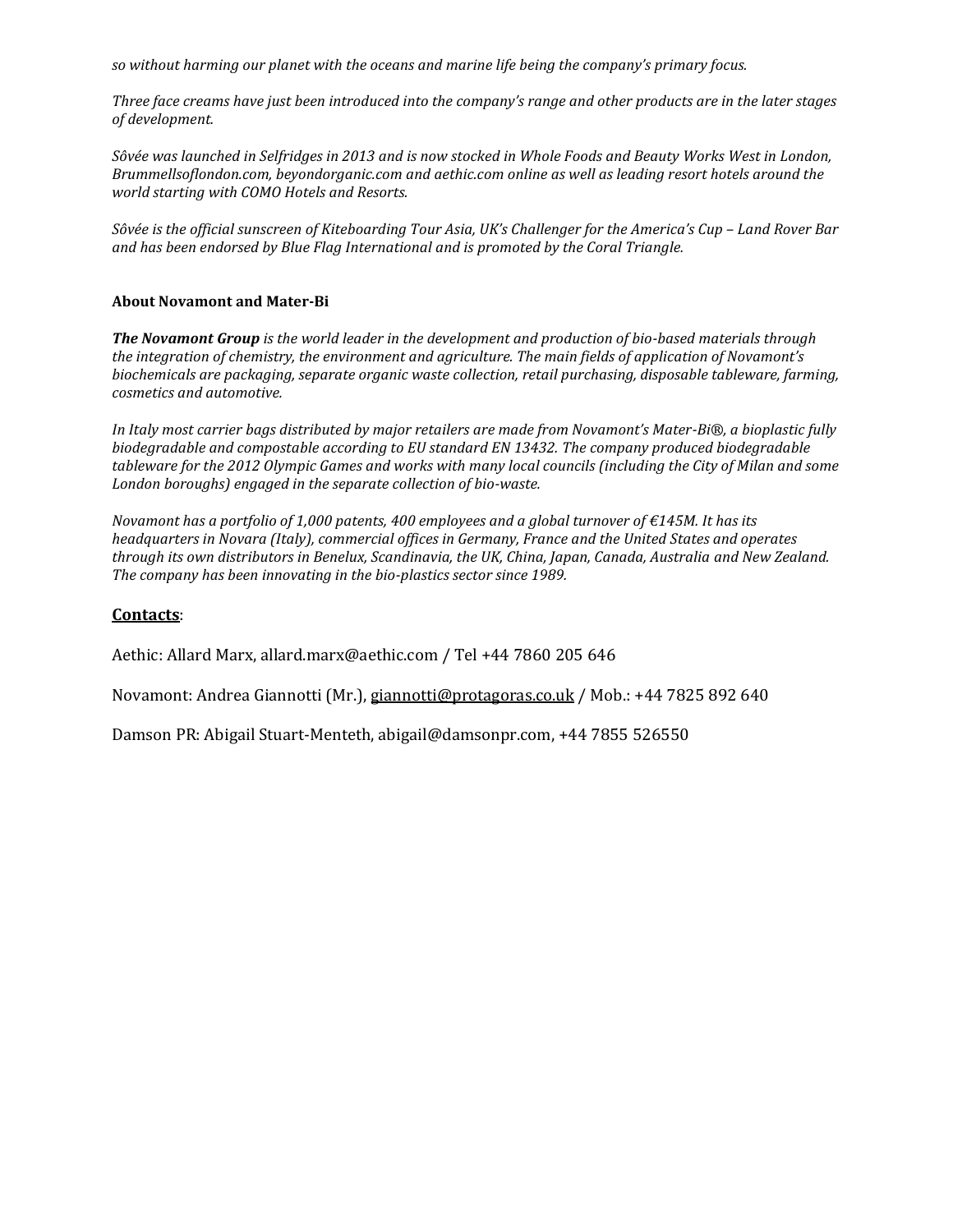*so without harming our planet with the oceans and marine life being the company's primary focus.*

*Three face creams have just been introduced into the company's range and other products are in the later stages of development.*

*Sôvée was launched in Selfridges in 2013 and is now stocked in Whole Foods and Beauty Works West in London, Brummellsoflondon.com, beyondorganic.com and aethic.com online as well as leading resort hotels around the world starting with COMO Hotels and Resorts.*

*Sôvée is the official sunscreen of Kiteboarding Tour Asia, UK's Challenger for the America's Cup – Land Rover Bar and has been endorsed by Blue Flag International and is promoted by the Coral Triangle.*

**About Novamont and Mater-Bi**

***The Novamont Group*** *is the world leader in the development and production of bio-based materials through the integration of chemistry, the environment and agriculture. The main fields of application of Novamont's biochemicals are packaging, separate organic waste collection, retail purchasing, disposable tableware, farming, cosmetics and automotive.*

*In Italy most carrier bags distributed by major retailers are made from Novamont's Mater-Bi®, a bioplastic fully biodegradable and compostable according to EU standard EN 13432. The company produced biodegradable tableware for the 2012 Olympic Games and works with many local councils (including the City of Milan and some London boroughs) engaged in the separate collection of bio-waste.*

*Novamont has a portfolio of 1,000 patents, 400 employees and a global turnover of €145M. It has its headquarters in Novara (Italy), commercial offices in Germany, France and the United States and operates through its own distributors in Benelux, Scandinavia, the UK, China, Japan, Canada, Australia and New Zealand. The company has been innovating in the bio-plastics sector since 1989.*

**Contacts**:

Aethic: Allard Marx, allard.marx@aethic.com / Tel +44 7860 205 646

Novamont: Andrea Giannotti (Mr.), giannotti@protagoras.co.uk / Mob.: +44 7825 892 640

Damson PR: Abigail Stuart-Menteth, abigail@damsonpr.com, +44 7855 526550